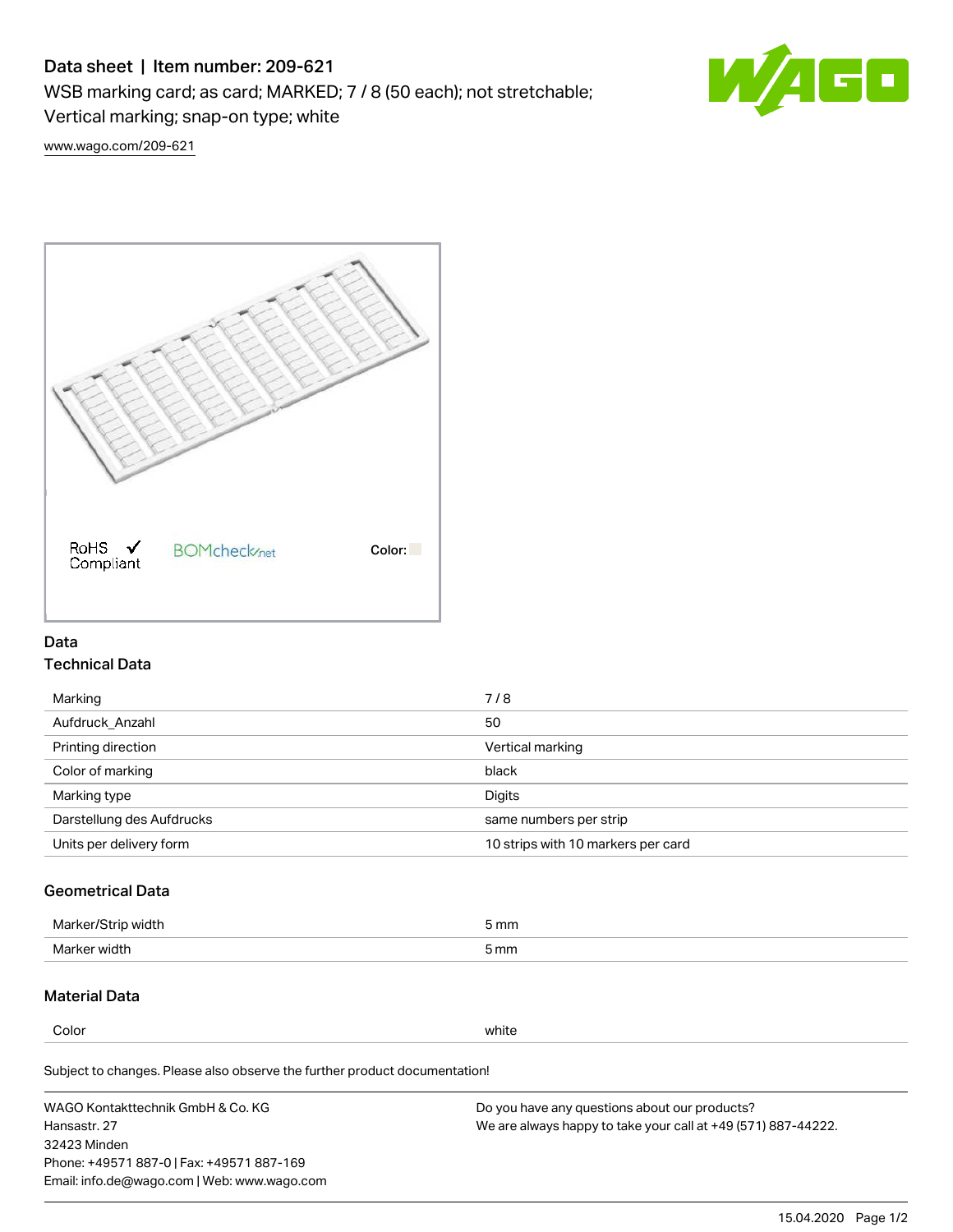# Data sheet | Item number: 209-621

WSB marking card; as card; MARKED; 7 / 8 (50 each); not stretchable; Vertical marking; snap-on type; white

www.wago.com/209-621

RoHS Compliant BOMcheck.net Color:

## Data

### Technical Data

| | |
|---|---|
| Marking | 7 / 8 |
| Aufdruck_Anzahl | 50 |
| Printing direction | Vertical marking |
| Color of marking | black |
| Marking type | Digits |
| Darstellung des Aufdrucks | same numbers per strip |
| Units per delivery form | 10 strips with 10 markers per card |

### Geometrical Data

| | |
|---|---|
| Marker/Strip width | 5 mm |
| Marker width | 5 mm |

### Material Data

| | |
|---|---|
| Color | white |

Subject to changes. Please also observe the further product documentation!

WAGO Kontakttechnik GmbH & Co. KG
Hansastr. 27
32423 Minden
Phone: +49571 887-0 | Fax: +49571 887-169
Email: info.de@wago.com | Web: www.wago.com

Do you have any questions about our products?
We are always happy to take your call at +49 (571) 887-44222.

15.04.2020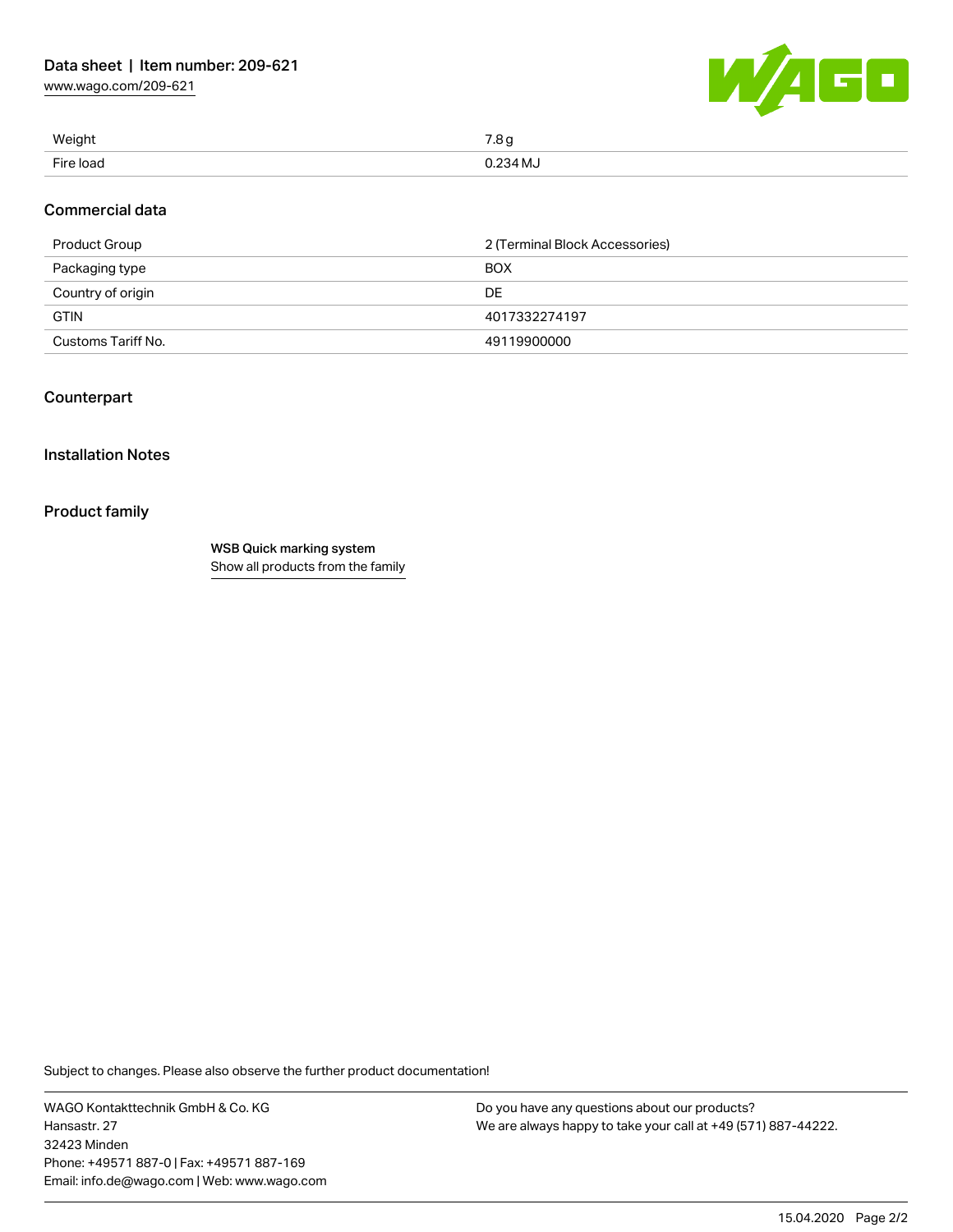| | |
|---|---|
| Weight | 7.8 g |
| Fire load | 0.234 MJ |

## Commercial data

| | |
|---|---|
| Product Group | 2 (Terminal Block Accessories) |
| Packaging type | BOX |
| Country of origin | DE |
| GTIN | 4017332274197 |
| Customs Tariff No. | 49119900000 |

## Counterpart

## Installation Notes

## Product family

**WSB Quick marking system**
Show all products from the family

Subject to changes. Please also observe the further product documentation!

WAGO Kontakttechnik GmbH & Co. KG
Hansastr. 27
32423 Minden
Phone: +49571 887-0 | Fax: +49571 887-169
Email: info.de@wago.com | Web: www.wago.com

Do you have any questions about our products?
We are always happy to take your call at +49 (571) 887-44222.

15.04.2020